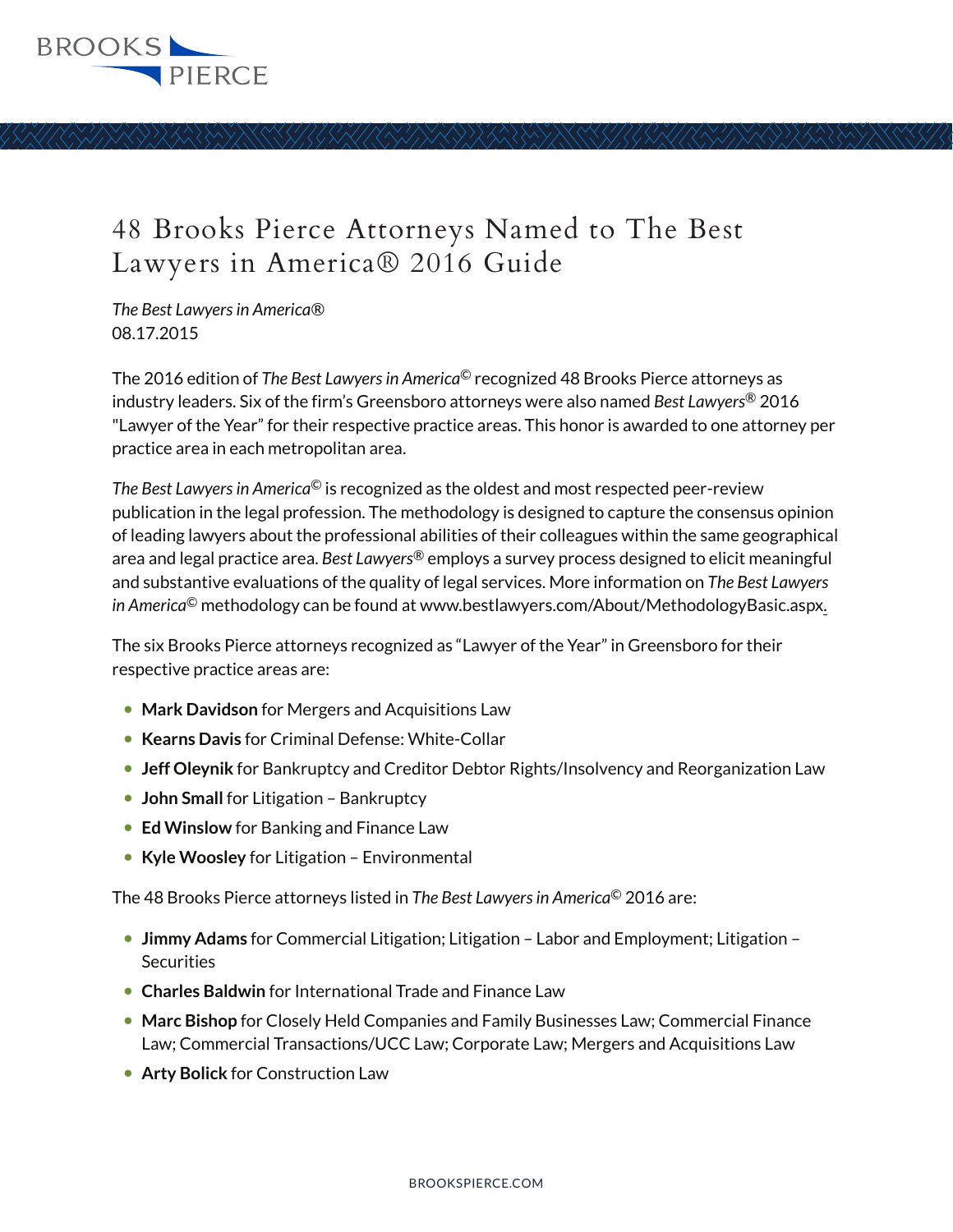# 48 Brooks Pierce Attorneys Named to The Best Lawyers in America® 2016 Guide

*The Best Lawyers in America®*
08.17.2015

The 2016 edition of *The Best Lawyers in America*© recognized 48 Brooks Pierce attorneys as industry leaders. Six of the firm's Greensboro attorneys were also named *Best Lawyers®* 2016 "Lawyer of the Year" for their respective practice areas. This honor is awarded to one attorney per practice area in each metropolitan area.

*The Best Lawyers in America*© is recognized as the oldest and most respected peer-review publication in the legal profession. The methodology is designed to capture the consensus opinion of leading lawyers about the professional abilities of their colleagues within the same geographical area and legal practice area. *Best Lawyers®* employs a survey process designed to elicit meaningful and substantive evaluations of the quality of legal services. More information on *The Best Lawyers in America*© methodology can be found at www.bestlawyers.com/About/MethodologyBasic.aspx.

The six Brooks Pierce attorneys recognized as "Lawyer of the Year" in Greensboro for their respective practice areas are:

- **Mark Davidson** for Mergers and Acquisitions Law
- **Kearns Davis** for Criminal Defense: White-Collar
- **Jeff Oleynik** for Bankruptcy and Creditor Debtor Rights/Insolvency and Reorganization Law
- **John Small** for Litigation – Bankruptcy
- **Ed Winslow** for Banking and Finance Law
- **Kyle Woosley** for Litigation – Environmental

The 48 Brooks Pierce attorneys listed in *The Best Lawyers in America*© 2016 are:

- **Jimmy Adams** for Commercial Litigation; Litigation – Labor and Employment; Litigation – Securities
- **Charles Baldwin** for International Trade and Finance Law
- **Marc Bishop** for Closely Held Companies and Family Businesses Law; Commercial Finance Law; Commercial Transactions/UCC Law; Corporate Law; Mergers and Acquisitions Law
- **Arty Bolick** for Construction Law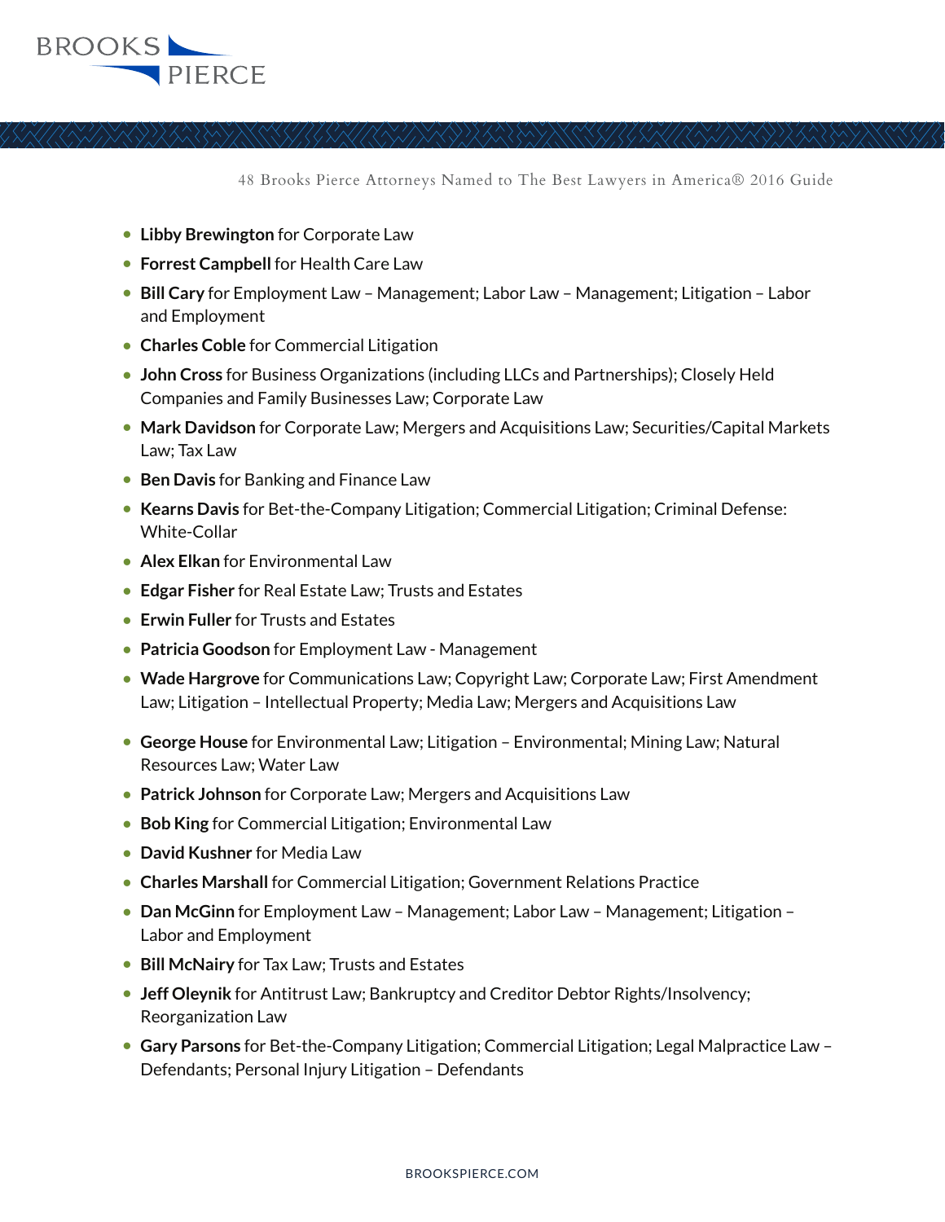48 Brooks Pierce Attorneys Named to The Best Lawyers in America® 2016 Guide

- **Libby Brewington** for Corporate Law
- **Forrest Campbell** for Health Care Law
- **Bill Cary** for Employment Law – Management; Labor Law – Management; Litigation – Labor and Employment
- **Charles Coble** for Commercial Litigation
- **John Cross** for Business Organizations (including LLCs and Partnerships); Closely Held Companies and Family Businesses Law; Corporate Law
- **Mark Davidson** for Corporate Law; Mergers and Acquisitions Law; Securities/Capital Markets Law; Tax Law
- **Ben Davis** for Banking and Finance Law
- **Kearns Davis** for Bet-the-Company Litigation; Commercial Litigation; Criminal Defense: White-Collar
- **Alex Elkan** for Environmental Law
- **Edgar Fisher** for Real Estate Law; Trusts and Estates
- **Erwin Fuller** for Trusts and Estates
- **Patricia Goodson** for Employment Law - Management
- **Wade Hargrove** for Communications Law; Copyright Law; Corporate Law; First Amendment Law; Litigation – Intellectual Property; Media Law; Mergers and Acquisitions Law
- **George House** for Environmental Law; Litigation – Environmental; Mining Law; Natural Resources Law; Water Law
- **Patrick Johnson** for Corporate Law; Mergers and Acquisitions Law
- **Bob King** for Commercial Litigation; Environmental Law
- **David Kushner** for Media Law
- **Charles Marshall** for Commercial Litigation; Government Relations Practice
- **Dan McGinn** for Employment Law – Management; Labor Law – Management; Litigation – Labor and Employment
- **Bill McNairy** for Tax Law; Trusts and Estates
- **Jeff Oleynik** for Antitrust Law; Bankruptcy and Creditor Debtor Rights/Insolvency; Reorganization Law
- **Gary Parsons** for Bet-the-Company Litigation; Commercial Litigation; Legal Malpractice Law – Defendants; Personal Injury Litigation – Defendants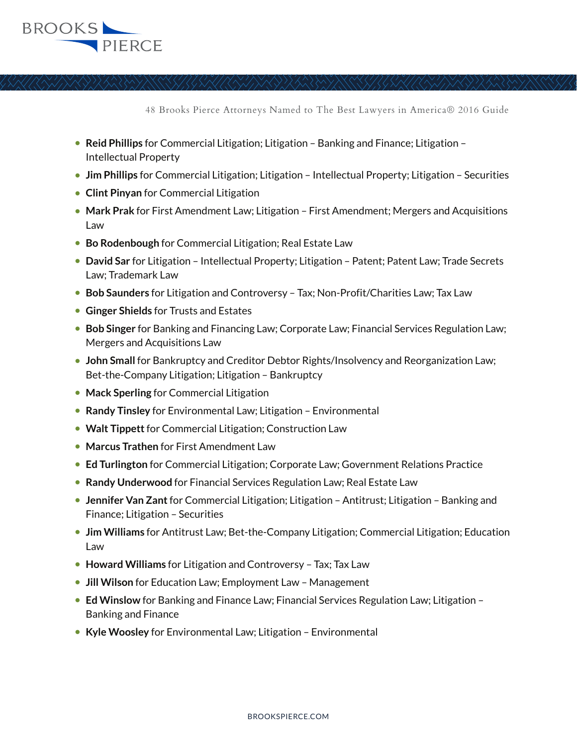48 Brooks Pierce Attorneys Named to The Best Lawyers in America® 2016 Guide

- **Reid Phillips** for Commercial Litigation; Litigation – Banking and Finance; Litigation – Intellectual Property
- **Jim Phillips** for Commercial Litigation; Litigation – Intellectual Property; Litigation – Securities
- **Clint Pinyan** for Commercial Litigation
- **Mark Prak** for First Amendment Law; Litigation – First Amendment; Mergers and Acquisitions Law
- **Bo Rodenbough** for Commercial Litigation; Real Estate Law
- **David Sar** for Litigation – Intellectual Property; Litigation – Patent; Patent Law; Trade Secrets Law; Trademark Law
- **Bob Saunders** for Litigation and Controversy – Tax; Non-Profit/Charities Law; Tax Law
- **Ginger Shields** for Trusts and Estates
- **Bob Singer** for Banking and Financing Law; Corporate Law; Financial Services Regulation Law; Mergers and Acquisitions Law
- **John Small** for Bankruptcy and Creditor Debtor Rights/Insolvency and Reorganization Law; Bet-the-Company Litigation; Litigation – Bankruptcy
- **Mack Sperling** for Commercial Litigation
- **Randy Tinsley** for Environmental Law; Litigation – Environmental
- **Walt Tippett** for Commercial Litigation; Construction Law
- **Marcus Trathen** for First Amendment Law
- **Ed Turlington** for Commercial Litigation; Corporate Law; Government Relations Practice
- **Randy Underwood** for Financial Services Regulation Law; Real Estate Law
- **Jennifer Van Zant** for Commercial Litigation; Litigation – Antitrust; Litigation – Banking and Finance; Litigation – Securities
- **Jim Williams** for Antitrust Law; Bet-the-Company Litigation; Commercial Litigation; Education Law
- **Howard Williams** for Litigation and Controversy – Tax; Tax Law
- **Jill Wilson** for Education Law; Employment Law – Management
- **Ed Winslow** for Banking and Finance Law; Financial Services Regulation Law; Litigation – Banking and Finance
- **Kyle Woosley** for Environmental Law; Litigation – Environmental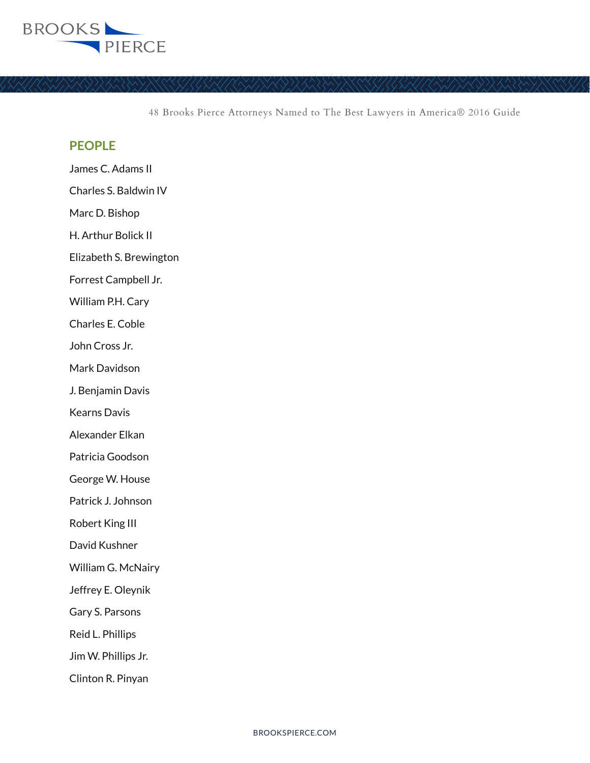48 Brooks Pierce Attorneys Named to The Best Lawyers in America® 2016 Guide

## PEOPLE

James C. Adams II

Charles S. Baldwin IV

Marc D. Bishop

H. Arthur Bolick II

Elizabeth S. Brewington

Forrest Campbell Jr.

William P.H. Cary

Charles E. Coble

John Cross Jr.

Mark Davidson

J. Benjamin Davis

Kearns Davis

Alexander Elkan

Patricia Goodson

George W. House

Patrick J. Johnson

Robert King III

David Kushner

William G. McNairy

Jeffrey E. Oleynik

Gary S. Parsons

Reid L. Phillips

Jim W. Phillips Jr.

Clinton R. Pinyan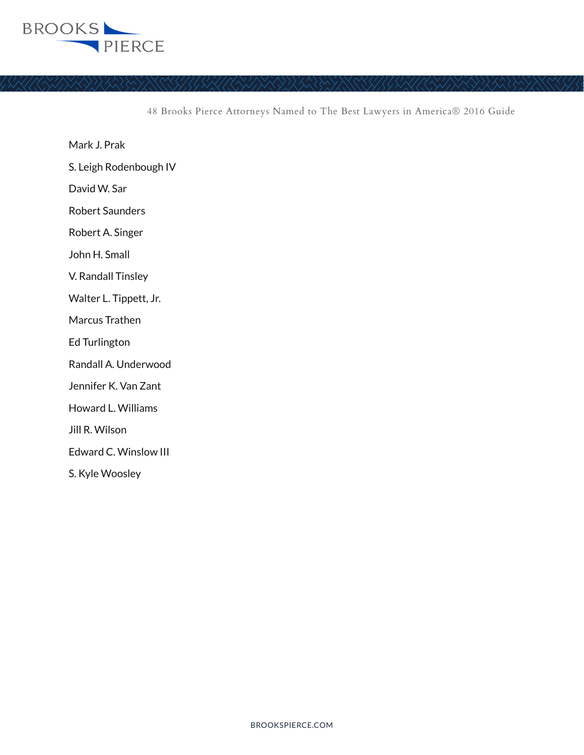48 Brooks Pierce Attorneys Named to The Best Lawyers in America® 2016 Guide

Mark J. Prak

S. Leigh Rodenbough IV

David W. Sar

Robert Saunders

Robert A. Singer

John H. Small

V. Randall Tinsley

Walter L. Tippett, Jr.

Marcus Trathen

Ed Turlington

Randall A. Underwood

Jennifer K. Van Zant

Howard L. Williams

Jill R. Wilson

Edward C. Winslow III

S. Kyle Woosley